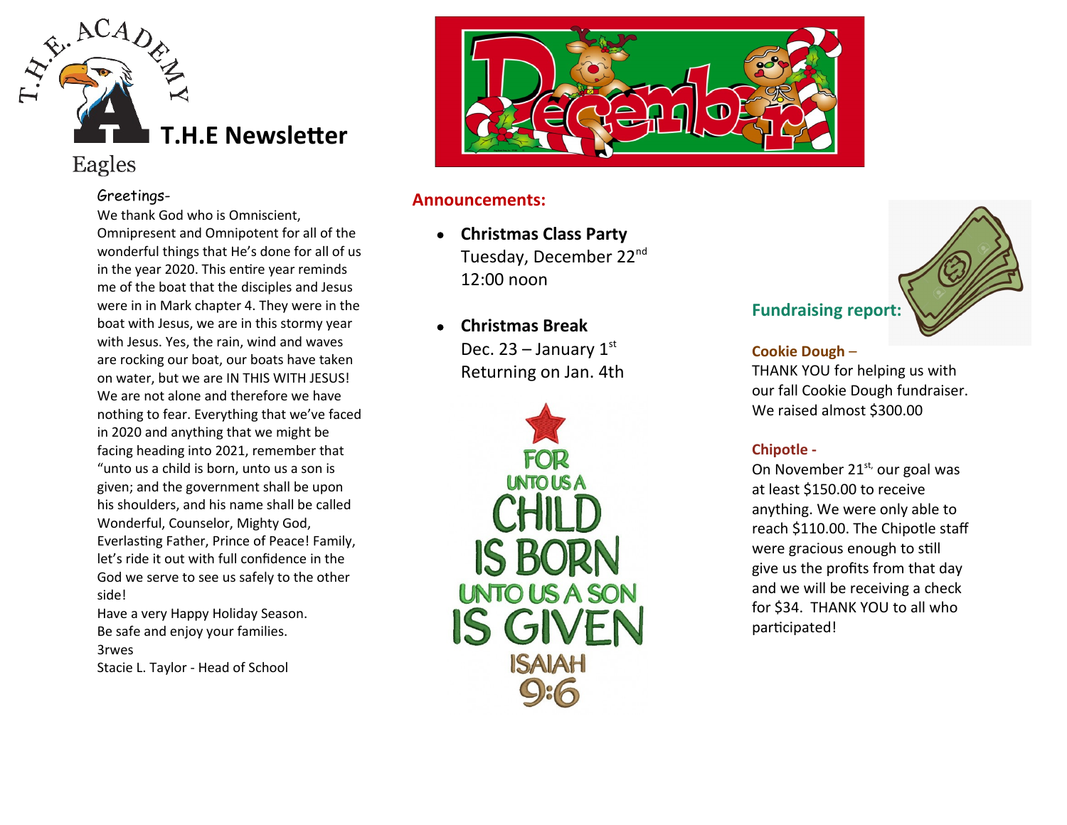T.H.E. ACADEMY

Eagles

# T.H.E Newsletter

Greetings-

We thank God who is Omniscient, Omnipresent and Omnipotent for all of the wonderful things that He's done for all of us in the year 2020. This entire year reminds me of the boat that the disciples and Jesus were in in Mark chapter 4. They were in the boat with Jesus, we are in this stormy year with Jesus. Yes, the rain, wind and waves are rocking our boat, our boats have taken on water, but we are IN THIS WITH JESUS! We are not alone and therefore we have nothing to fear. Everything that we've faced in 2020 and anything that we might be facing heading into 2021, remember that "unto us a child is born, unto us a son is given; and the government shall be upon his shoulders, and his name shall be called Wonderful, Counselor, Mighty God, Everlasting Father, Prince of Peace! Family, let's ride it out with full confidence in the God we serve to see us safely to the other side!

Have a very Happy Holiday Season.
Be safe and enjoy your families.
3rwes
Stacie L. Taylor - Head of School

December

## Announcements:

- **Christmas Class Party**
  Tuesday, December 22nd
  12:00 noon

- **Christmas Break**
  Dec. 23 – January 1st
  Returning on Jan. 4th

FOR UNTO US A CHILD IS BORN UNTO US A SON IS GIVEN ISAIAH 9:6

## Fundraising report:

**Cookie Dough –**
THANK YOU for helping us with our fall Cookie Dough fundraiser. We raised almost $300.00

**Chipotle -**
On November 21st, our goal was at least $150.00 to receive anything. We were only able to reach $110.00. The Chipotle staff were gracious enough to still give us the profits from that day and we will be receiving a check for $34. THANK YOU to all who participated!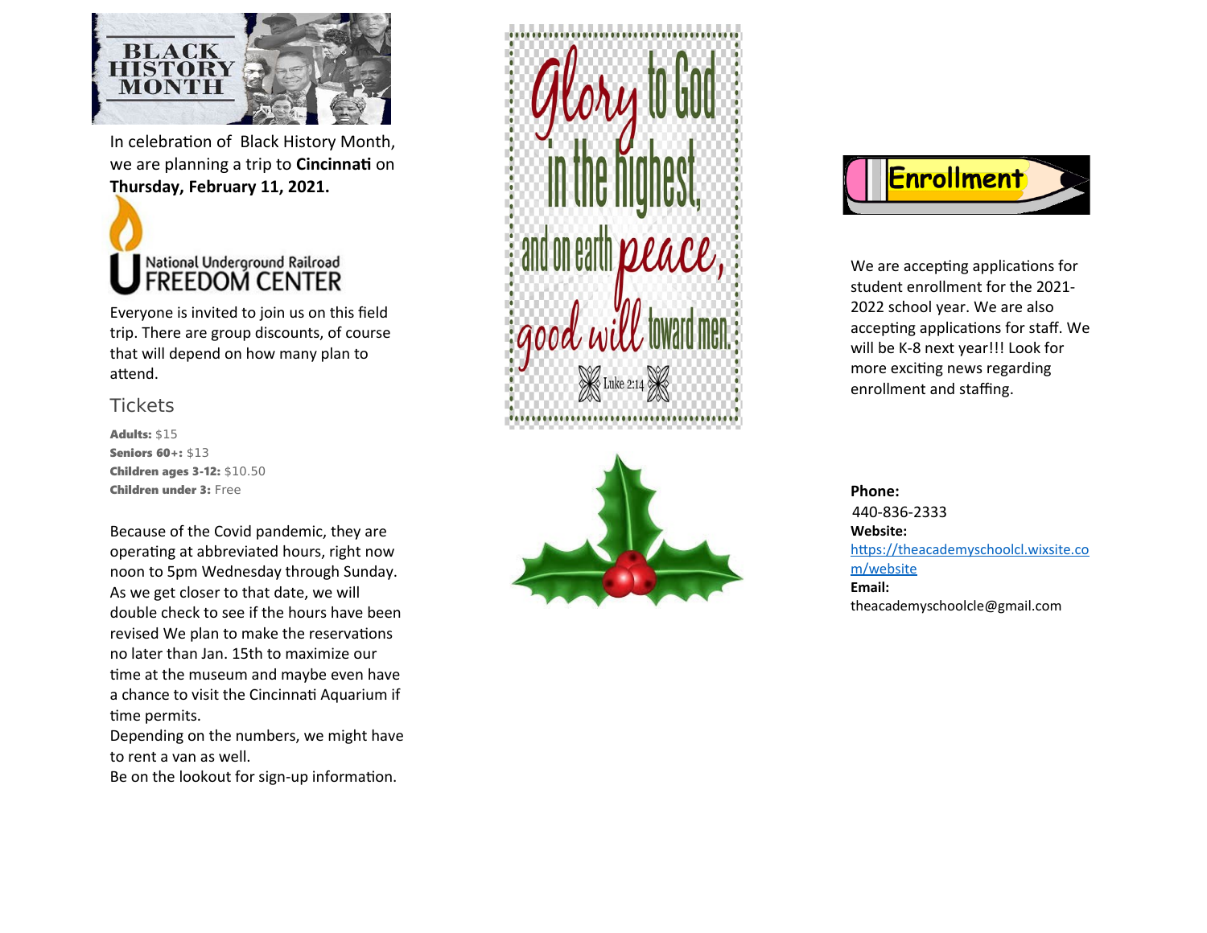In celebration of Black History Month, we are planning a trip to **Cincinnati** on **Thursday, February 11, 2021.**

Everyone is invited to join us on this field trip. There are group discounts, of course that will depend on how many plan to attend.

## Tickets

**Adults:** $15
**Seniors 60+:** $13
**Children ages 3-12:** $10.50
**Children under 3:** Free

Because of the Covid pandemic, they are operating at abbreviated hours, right now noon to 5pm Wednesday through Sunday. As we get closer to that date, we will double check to see if the hours have been revised We plan to make the reservations no later than Jan. 15th to maximize our time at the museum and maybe even have a chance to visit the Cincinnati Aquarium if time permits.
Depending on the numbers, we might have to rent a van as well.
Be on the lookout for sign-up information.

We are accepting applications for student enrollment for the 2021-2022 school year. We are also accepting applications for staff. We will be K-8 next year!!! Look for more exciting news regarding enrollment and staffing.

**Phone:**
440-836-2333
**Website:**
https://theacademyschoolcl.wixsite.com/website
**Email:**
theacademyschoolcle@gmail.com